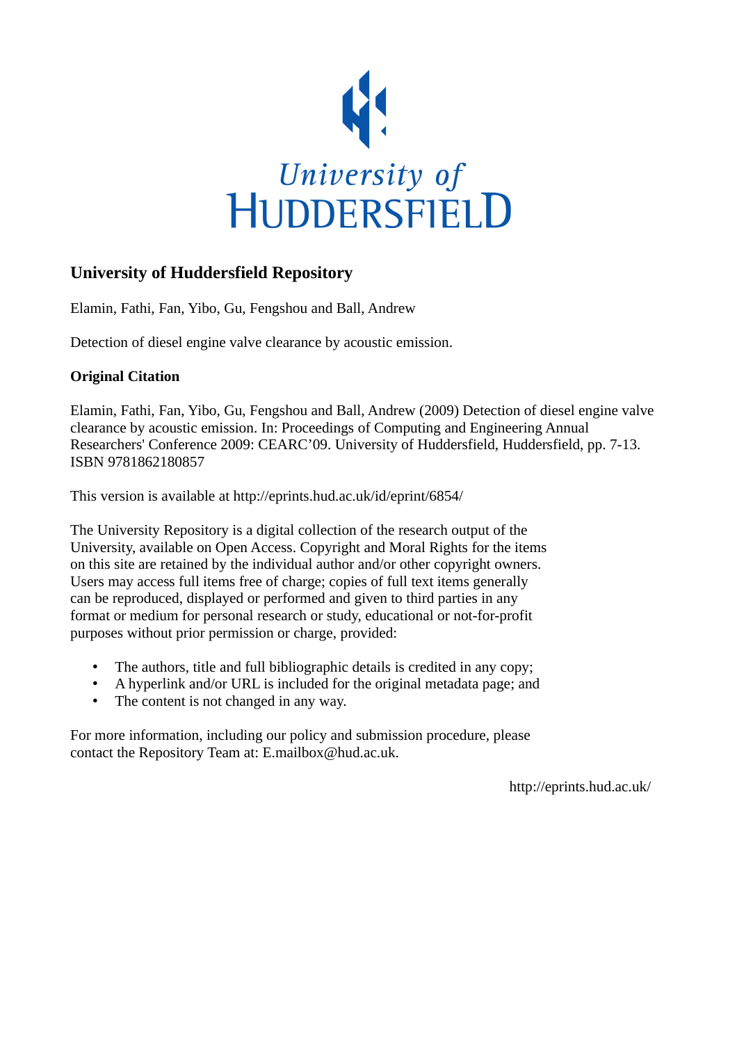# University of Huddersfield Repository

Elamin, Fathi, Fan, Yibo, Gu, Fengshou and Ball, Andrew

Detection of diesel engine valve clearance by acoustic emission.

### Original Citation

Elamin, Fathi, Fan, Yibo, Gu, Fengshou and Ball, Andrew (2009) Detection of diesel engine valve clearance by acoustic emission. In: Proceedings of Computing and Engineering Annual Researchers' Conference 2009: CEARC'09. University of Huddersfield, Huddersfield, pp. 7-13. ISBN 9781862180857

This version is available at http://eprints.hud.ac.uk/id/eprint/6854/

The University Repository is a digital collection of the research output of the University, available on Open Access. Copyright and Moral Rights for the items on this site are retained by the individual author and/or other copyright owners. Users may access full items free of charge; copies of full text items generally can be reproduced, displayed or performed and given to third parties in any format or medium for personal research or study, educational or not-for-profit purposes without prior permission or charge, provided:

- The authors, title and full bibliographic details is credited in any copy;
- A hyperlink and/or URL is included for the original metadata page; and
- The content is not changed in any way.

For more information, including our policy and submission procedure, please contact the Repository Team at: E.mailbox@hud.ac.uk.

http://eprints.hud.ac.uk/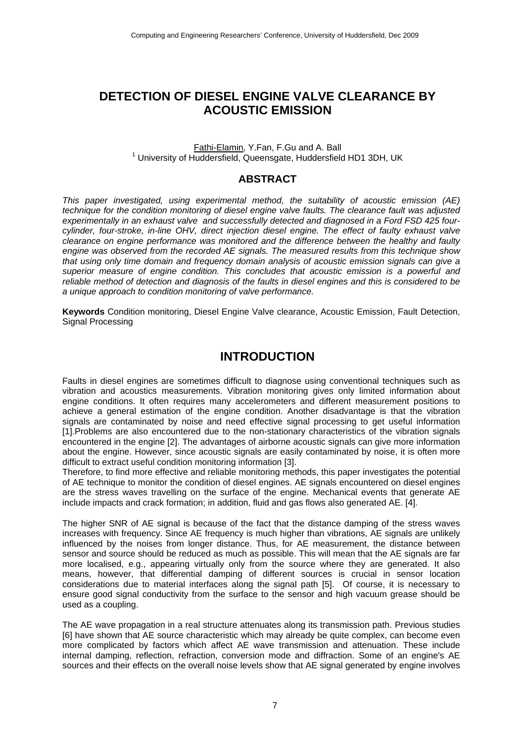# DETECTION OF DIESEL ENGINE VALVE CLEARANCE BY ACOUSTIC EMISSION

Fathi-Elamin, Y.Fan, F.Gu and A. Ball
[1] University of Huddersfield, Queensgate, Huddersfield HD1 3DH, UK

## ABSTRACT

*This paper investigated, using experimental method, the suitability of acoustic emission (AE) technique for the condition monitoring of diesel engine valve faults. The clearance fault was adjusted experimentally in an exhaust valve and successfully detected and diagnosed in a Ford FSD 425 four-cylinder, four-stroke, in-line OHV, direct injection diesel engine. The effect of faulty exhaust valve clearance on engine performance was monitored and the difference between the healthy and faulty engine was observed from the recorded AE signals. The measured results from this technique show that using only time domain and frequency domain analysis of acoustic emission signals can give a superior measure of engine condition. This concludes that acoustic emission is a powerful and reliable method of detection and diagnosis of the faults in diesel engines and this is considered to be a unique approach to condition monitoring of valve performance.*

**Keywords** Condition monitoring, Diesel Engine Valve clearance, Acoustic Emission, Fault Detection, Signal Processing

## INTRODUCTION

Faults in diesel engines are sometimes difficult to diagnose using conventional techniques such as vibration and acoustics measurements. Vibration monitoring gives only limited information about engine conditions. It often requires many accelerometers and different measurement positions to achieve a general estimation of the engine condition. Another disadvantage is that the vibration signals are contaminated by noise and need effective signal processing to get useful information [1].Problems are also encountered due to the non-stationary characteristics of the vibration signals encountered in the engine [2]. The advantages of airborne acoustic signals can give more information about the engine. However, since acoustic signals are easily contaminated by noise, it is often more difficult to extract useful condition monitoring information [3].
Therefore, to find more effective and reliable monitoring methods, this paper investigates the potential of AE technique to monitor the condition of diesel engines. AE signals encountered on diesel engines are the stress waves travelling on the surface of the engine. Mechanical events that generate AE include impacts and crack formation; in addition, fluid and gas flows also generated AE. [4].

The higher SNR of AE signal is because of the fact that the distance damping of the stress waves increases with frequency. Since AE frequency is much higher than vibrations, AE signals are unlikely influenced by the noises from longer distance. Thus, for AE measurement, the distance between sensor and source should be reduced as much as possible. This will mean that the AE signals are far more localised, e.g., appearing virtually only from the source where they are generated. It also means, however, that differential damping of different sources is crucial in sensor location considerations due to material interfaces along the signal path [5]. Of course, it is necessary to ensure good signal conductivity from the surface to the sensor and high vacuum grease should be used as a coupling.

The AE wave propagation in a real structure attenuates along its transmission path. Previous studies [6] have shown that AE source characteristic which may already be quite complex, can become even more complicated by factors which affect AE wave transmission and attenuation. These include internal damping, reflection, refraction, conversion mode and diffraction. Some of an engine's AE sources and their effects on the overall noise levels show that AE signal generated by engine involves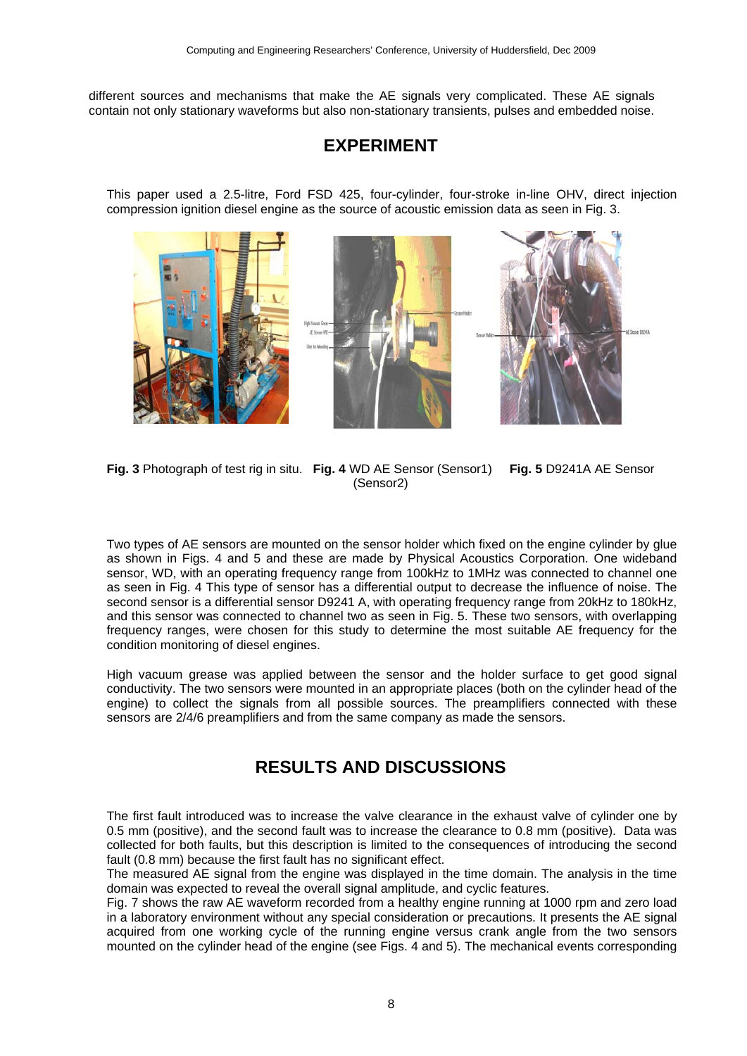different sources and mechanisms that make the AE signals very complicated. These AE signals contain not only stationary waveforms but also non-stationary transients, pulses and embedded noise.

# EXPERIMENT

This paper used a 2.5-litre, Ford FSD 425, four-cylinder, four-stroke in-line OHV, direct injection compression ignition diesel engine as the source of acoustic emission data as seen in Fig. 3.

**Fig. 3** Photograph of test rig in situ. **Fig. 4** WD AE Sensor (Sensor1) **Fig. 5** D9241A AE Sensor (Sensor2)

Two types of AE sensors are mounted on the sensor holder which fixed on the engine cylinder by glue as shown in Figs. 4 and 5 and these are made by Physical Acoustics Corporation. One wideband sensor, WD, with an operating frequency range from 100kHz to 1MHz was connected to channel one as seen in Fig. 4 This type of sensor has a differential output to decrease the influence of noise. The second sensor is a differential sensor D9241 A, with operating frequency range from 20kHz to 180kHz, and this sensor was connected to channel two as seen in Fig. 5. These two sensors, with overlapping frequency ranges, were chosen for this study to determine the most suitable AE frequency for the condition monitoring of diesel engines.

High vacuum grease was applied between the sensor and the holder surface to get good signal conductivity. The two sensors were mounted in an appropriate places (both on the cylinder head of the engine) to collect the signals from all possible sources. The preamplifiers connected with these sensors are 2/4/6 preamplifiers and from the same company as made the sensors.

# RESULTS AND DISCUSSIONS

The first fault introduced was to increase the valve clearance in the exhaust valve of cylinder one by 0.5 mm (positive), and the second fault was to increase the clearance to 0.8 mm (positive). Data was collected for both faults, but this description is limited to the consequences of introducing the second fault (0.8 mm) because the first fault has no significant effect.

The measured AE signal from the engine was displayed in the time domain. The analysis in the time domain was expected to reveal the overall signal amplitude, and cyclic features.

Fig. 7 shows the raw AE waveform recorded from a healthy engine running at 1000 rpm and zero load in a laboratory environment without any special consideration or precautions. It presents the AE signal acquired from one working cycle of the running engine versus crank angle from the two sensors mounted on the cylinder head of the engine (see Figs. 4 and 5). The mechanical events corresponding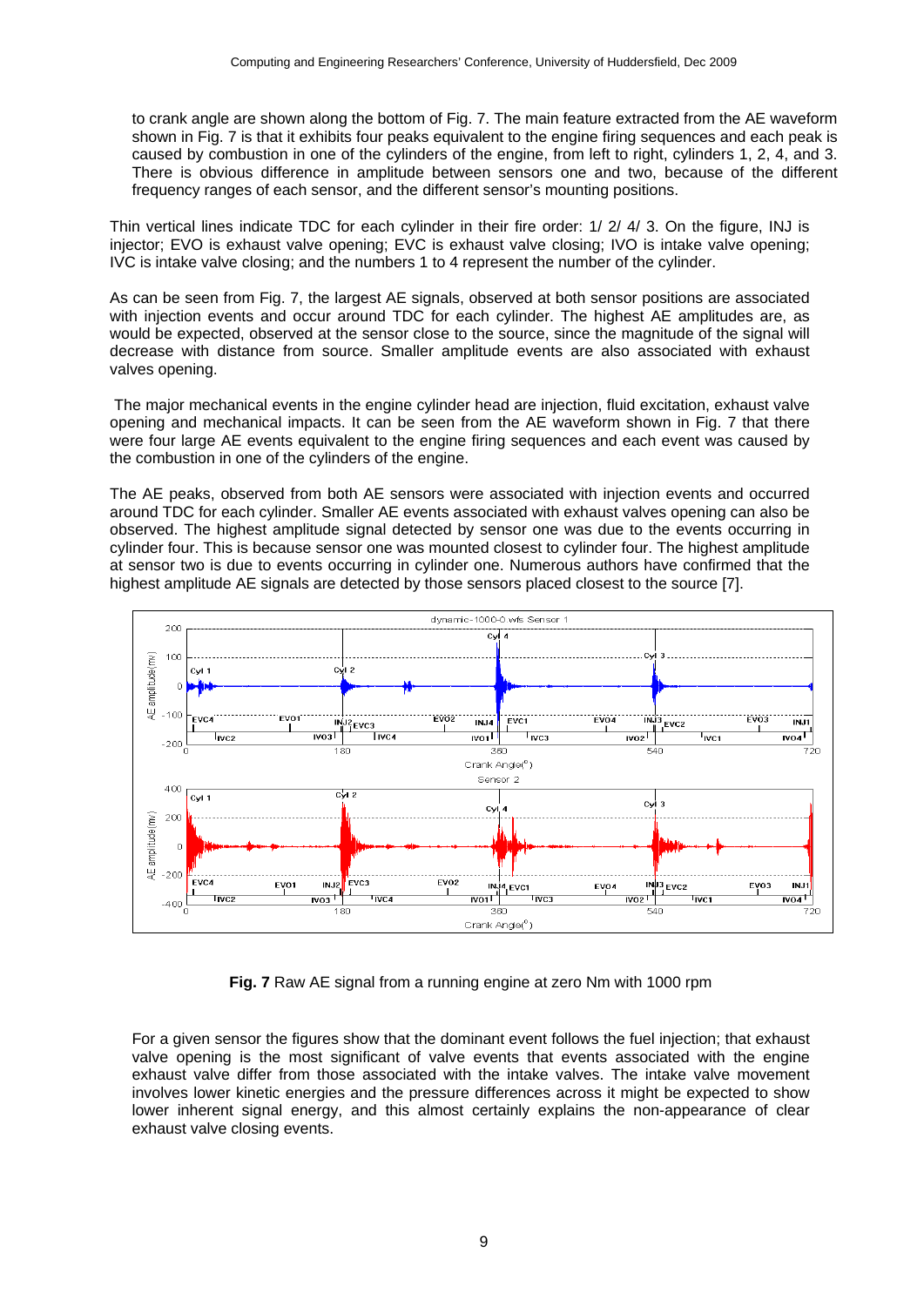to crank angle are shown along the bottom of Fig. 7. The main feature extracted from the AE waveform shown in Fig. 7 is that it exhibits four peaks equivalent to the engine firing sequences and each peak is caused by combustion in one of the cylinders of the engine, from left to right, cylinders 1, 2, 4, and 3. There is obvious difference in amplitude between sensors one and two, because of the different frequency ranges of each sensor, and the different sensor's mounting positions.

Thin vertical lines indicate TDC for each cylinder in their fire order: 1/ 2/ 4/ 3. On the figure, INJ is injector; EVO is exhaust valve opening; EVC is exhaust valve closing; IVO is intake valve opening; IVC is intake valve closing; and the numbers 1 to 4 represent the number of the cylinder.

As can be seen from Fig. 7, the largest AE signals, observed at both sensor positions are associated with injection events and occur around TDC for each cylinder. The highest AE amplitudes are, as would be expected, observed at the sensor close to the source, since the magnitude of the signal will decrease with distance from source. Smaller amplitude events are also associated with exhaust valves opening.

The major mechanical events in the engine cylinder head are injection, fluid excitation, exhaust valve opening and mechanical impacts. It can be seen from the AE waveform shown in Fig. 7 that there were four large AE events equivalent to the engine firing sequences and each event was caused by the combustion in one of the cylinders of the engine.

The AE peaks, observed from both AE sensors were associated with injection events and occurred around TDC for each cylinder. Smaller AE events associated with exhaust valves opening can also be observed. The highest amplitude signal detected by sensor one was due to the events occurring in cylinder four. This is because sensor one was mounted closest to cylinder four. The highest amplitude at sensor two is due to events occurring in cylinder one. Numerous authors have confirmed that the highest amplitude AE signals are detected by those sensors placed closest to the source [7].

**Fig. 7** Raw AE signal from a running engine at zero Nm with 1000 rpm

For a given sensor the figures show that the dominant event follows the fuel injection; that exhaust valve opening is the most significant of valve events that events associated with the engine exhaust valve differ from those associated with the intake valves. The intake valve movement involves lower kinetic energies and the pressure differences across it might be expected to show lower inherent signal energy, and this almost certainly explains the non-appearance of clear exhaust valve closing events.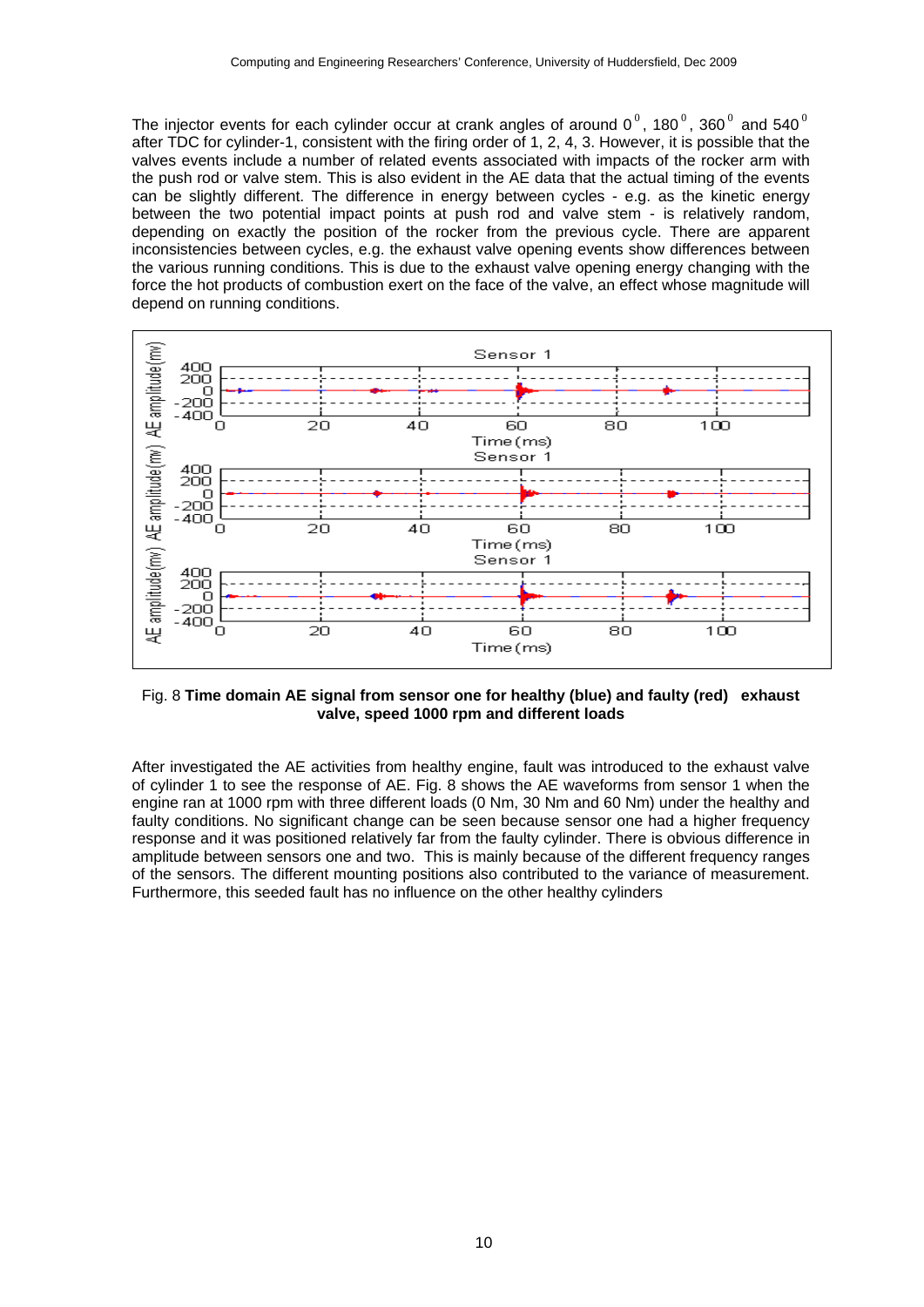The injector events for each cylinder occur at crank angles of around $0^0$, $180^0$, $360^0$ and $540^0$ after TDC for cylinder-1, consistent with the firing order of 1, 2, 4, 3. However, it is possible that the valves events include a number of related events associated with impacts of the rocker arm with the push rod or valve stem. This is also evident in the AE data that the actual timing of the events can be slightly different. The difference in energy between cycles - e.g. as the kinetic energy between the two potential impact points at push rod and valve stem - is relatively random, depending on exactly the position of the rocker from the previous cycle. There are apparent inconsistencies between cycles, e.g. the exhaust valve opening events show differences between the various running conditions. This is due to the exhaust valve opening energy changing with the force the hot products of combustion exert on the face of the valve, an effect whose magnitude will depend on running conditions.

Fig. 8 **Time domain AE signal from sensor one for healthy (blue) and faulty (red) exhaust valve, speed 1000 rpm and different loads**

After investigated the AE activities from healthy engine, fault was introduced to the exhaust valve of cylinder 1 to see the response of AE. Fig. 8 shows the AE waveforms from sensor 1 when the engine ran at 1000 rpm with three different loads (0 Nm, 30 Nm and 60 Nm) under the healthy and faulty conditions. No significant change can be seen because sensor one had a higher frequency response and it was positioned relatively far from the faulty cylinder. There is obvious difference in amplitude between sensors one and two. This is mainly because of the different frequency ranges of the sensors. The different mounting positions also contributed to the variance of measurement. Furthermore, this seeded fault has no influence on the other healthy cylinders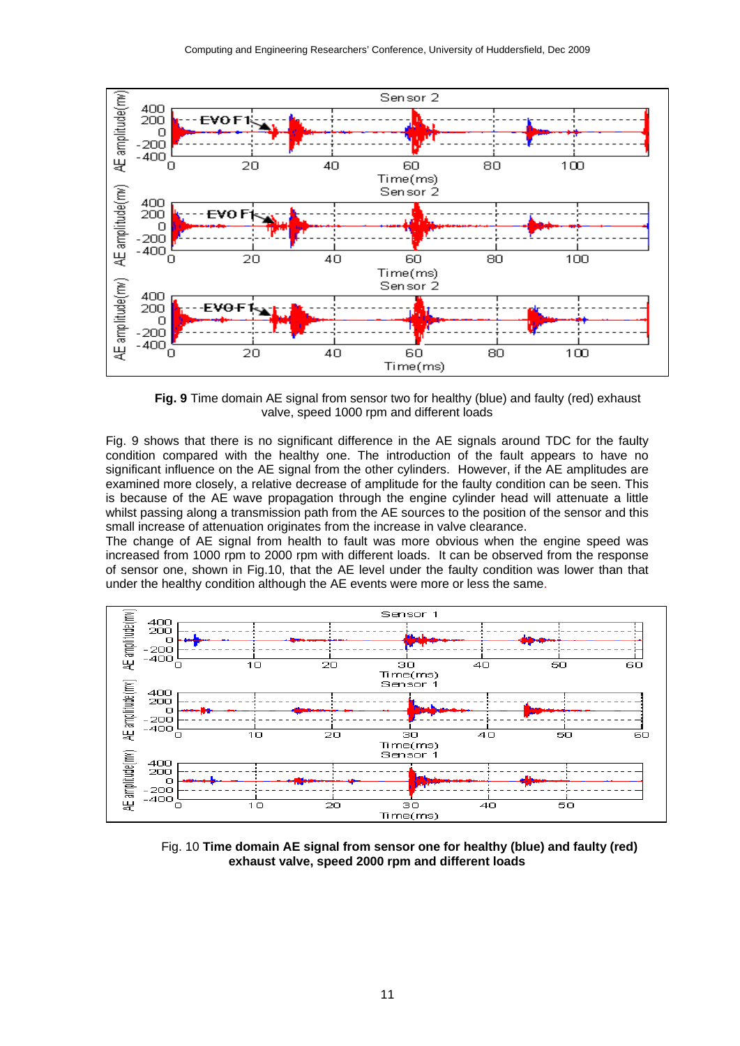**Fig. 9** Time domain AE signal from sensor two for healthy (blue) and faulty (red) exhaust valve, speed 1000 rpm and different loads

Fig. 9 shows that there is no significant difference in the AE signals around TDC for the faulty condition compared with the healthy one. The introduction of the fault appears to have no significant influence on the AE signal from the other cylinders. However, if the AE amplitudes are examined more closely, a relative decrease of amplitude for the faulty condition can be seen. This is because of the AE wave propagation through the engine cylinder head will attenuate a little whilst passing along a transmission path from the AE sources to the position of the sensor and this small increase of attenuation originates from the increase in valve clearance.

The change of AE signal from health to fault was more obvious when the engine speed was increased from 1000 rpm to 2000 rpm with different loads. It can be observed from the response of sensor one, shown in Fig.10, that the AE level under the faulty condition was lower than that under the healthy condition although the AE events were more or less the same.

Fig. 10 **Time domain AE signal from sensor one for healthy (blue) and faulty (red) exhaust valve, speed 2000 rpm and different loads**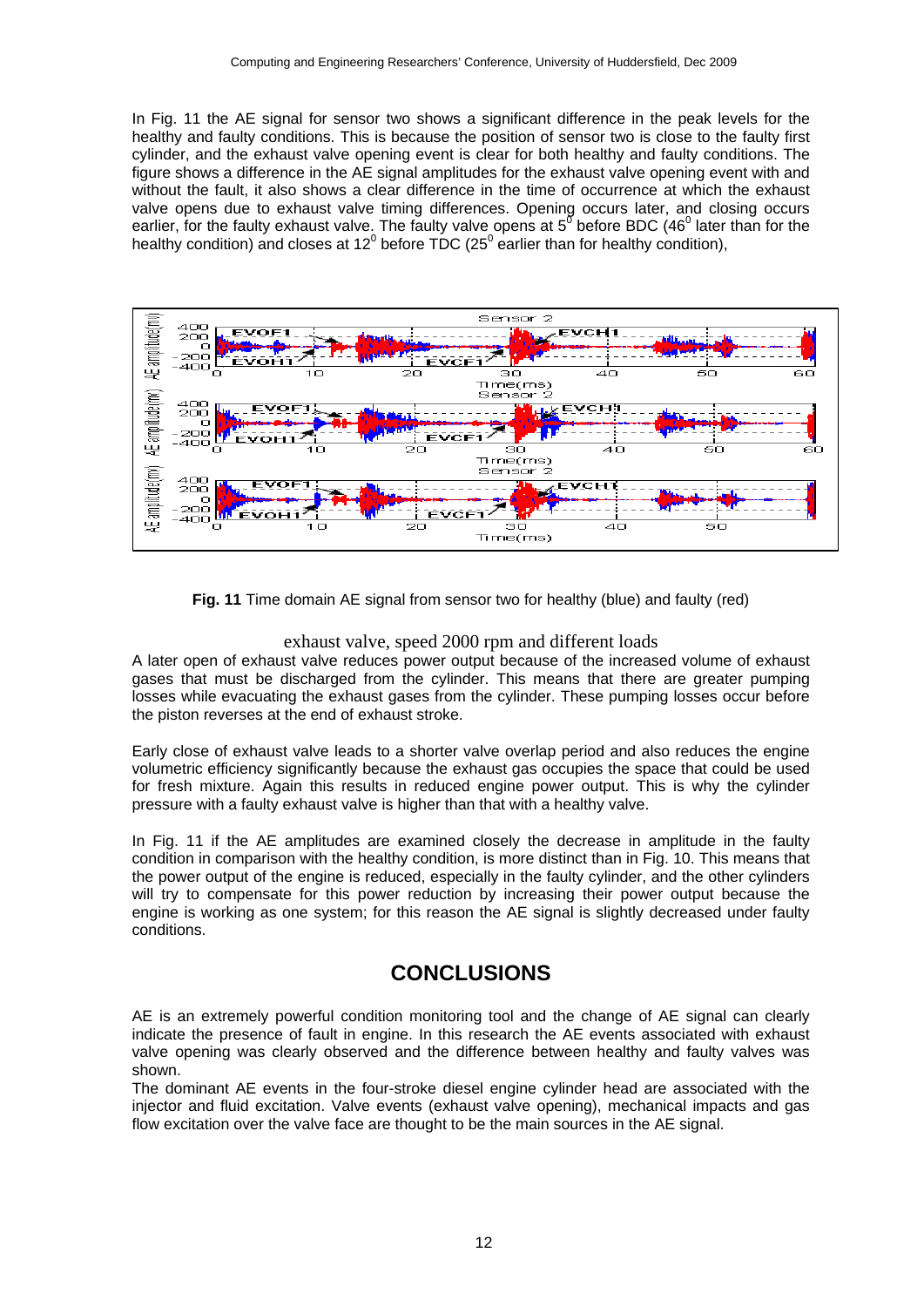In Fig. 11 the AE signal for sensor two shows a significant difference in the peak levels for the healthy and faulty conditions. This is because the position of sensor two is close to the faulty first cylinder, and the exhaust valve opening event is clear for both healthy and faulty conditions. The figure shows a difference in the AE signal amplitudes for the exhaust valve opening event with and without the fault, it also shows a clear difference in the time of occurrence at which the exhaust valve opens due to exhaust valve timing differences. Opening occurs later, and closing occurs earlier, for the faulty exhaust valve. The faulty valve opens at $5^0$ before BDC ($46^0$ later than for the healthy condition) and closes at $12^0$ before TDC ($25^0$ earlier than for healthy condition),

**Fig. 11** Time domain AE signal from sensor two for healthy (blue) and faulty (red) exhaust valve, speed 2000 rpm and different loads

A later open of exhaust valve reduces power output because of the increased volume of exhaust gases that must be discharged from the cylinder. This means that there are greater pumping losses while evacuating the exhaust gases from the cylinder. These pumping losses occur before the piston reverses at the end of exhaust stroke.

Early close of exhaust valve leads to a shorter valve overlap period and also reduces the engine volumetric efficiency significantly because the exhaust gas occupies the space that could be used for fresh mixture. Again this results in reduced engine power output. This is why the cylinder pressure with a faulty exhaust valve is higher than that with a healthy valve.

In Fig. 11 if the AE amplitudes are examined closely the decrease in amplitude in the faulty condition in comparison with the healthy condition, is more distinct than in Fig. 10. This means that the power output of the engine is reduced, especially in the faulty cylinder, and the other cylinders will try to compensate for this power reduction by increasing their power output because the engine is working as one system; for this reason the AE signal is slightly decreased under faulty conditions.

## CONCLUSIONS

AE is an extremely powerful condition monitoring tool and the change of AE signal can clearly indicate the presence of fault in engine. In this research the AE events associated with exhaust valve opening was clearly observed and the difference between healthy and faulty valves was shown.

The dominant AE events in the four-stroke diesel engine cylinder head are associated with the injector and fluid excitation. Valve events (exhaust valve opening), mechanical impacts and gas flow excitation over the valve face are thought to be the main sources in the AE signal.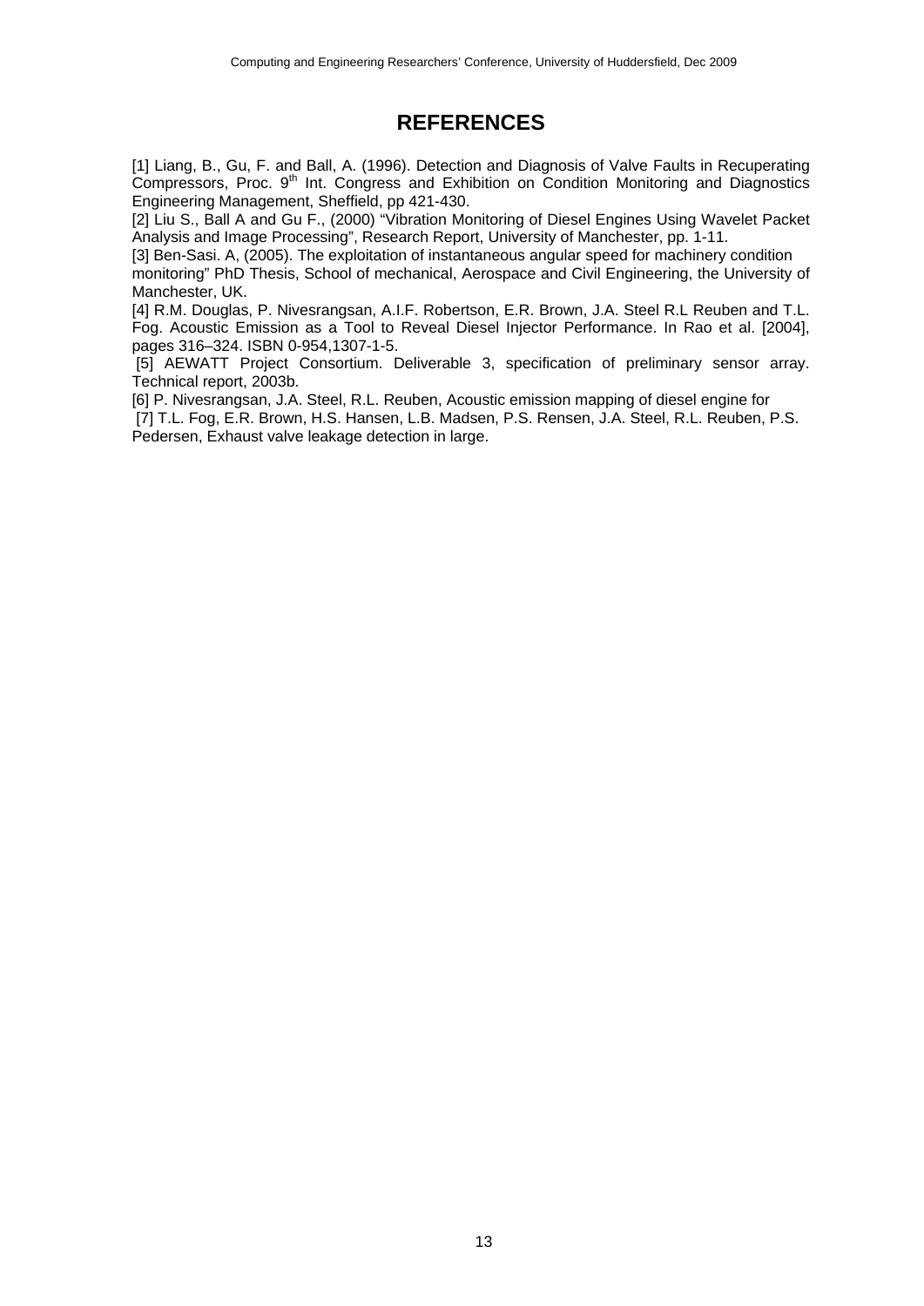# REFERENCES

[1] Liang, B., Gu, F. and Ball, A. (1996). Detection and Diagnosis of Valve Faults in Recuperating Compressors, Proc. 9th Int. Congress and Exhibition on Condition Monitoring and Diagnostics Engineering Management, Sheffield, pp 421-430.

[2] Liu S., Ball A and Gu F., (2000) "Vibration Monitoring of Diesel Engines Using Wavelet Packet Analysis and Image Processing", Research Report, University of Manchester, pp. 1-11.

[3] Ben-Sasi. A, (2005). The exploitation of instantaneous angular speed for machinery condition monitoring" PhD Thesis, School of mechanical, Aerospace and Civil Engineering, the University of Manchester, UK.

[4] R.M. Douglas, P. Nivesrangsan, A.I.F. Robertson, E.R. Brown, J.A. Steel R.L Reuben and T.L. Fog. Acoustic Emission as a Tool to Reveal Diesel Injector Performance. In Rao et al. [2004], pages 316–324. ISBN 0-954,1307-1-5.

[5] AEWATT Project Consortium. Deliverable 3, specification of preliminary sensor array. Technical report, 2003b.

[6] P. Nivesrangsan, J.A. Steel, R.L. Reuben, Acoustic emission mapping of diesel engine for

[7] T.L. Fog, E.R. Brown, H.S. Hansen, L.B. Madsen, P.S. Rensen, J.A. Steel, R.L. Reuben, P.S. Pedersen, Exhaust valve leakage detection in large.